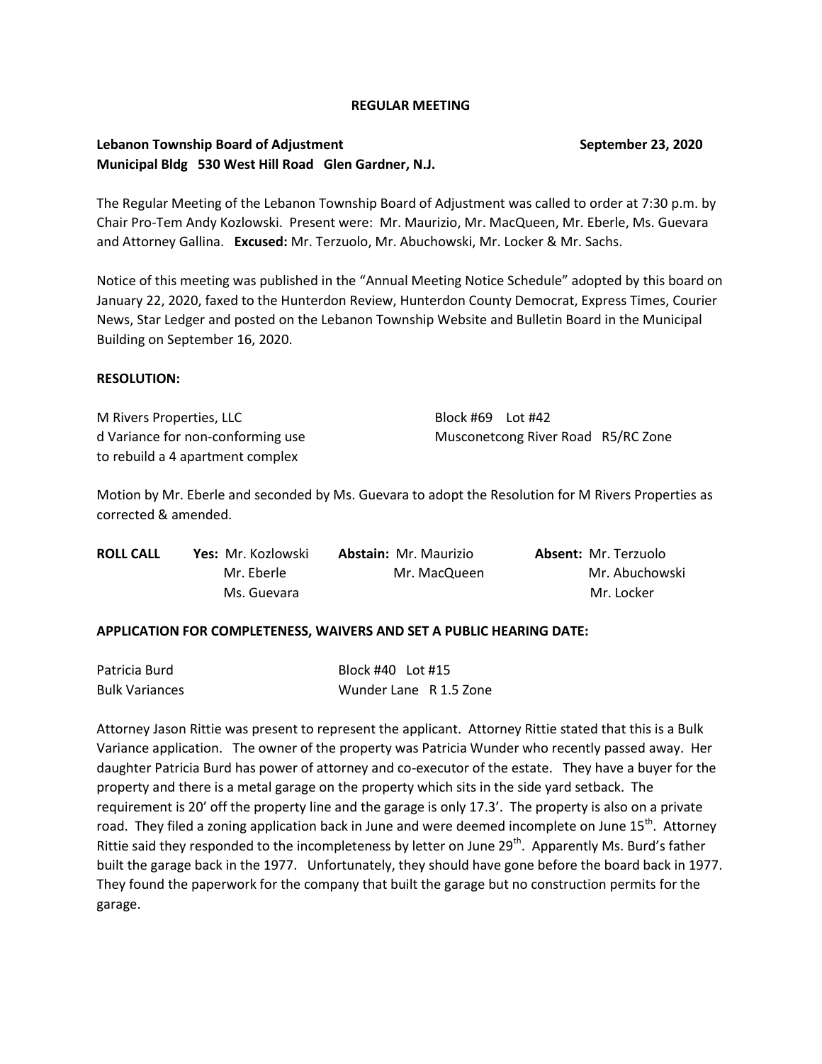**REGULAR MEETING**

**Lebanon Township Board of Adjustment** **September 23, 2020**
**Municipal Bldg 530 West Hill Road Glen Gardner, N.J.**

The Regular Meeting of the Lebanon Township Board of Adjustment was called to order at 7:30 p.m. by Chair Pro-Tem Andy Kozlowski. Present were: Mr. Maurizio, Mr. MacQueen, Mr. Eberle, Ms. Guevara and Attorney Gallina. **Excused:** Mr. Terzuolo, Mr. Abuchowski, Mr. Locker & Mr. Sachs.

Notice of this meeting was published in the "Annual Meeting Notice Schedule" adopted by this board on January 22, 2020, faxed to the Hunterdon Review, Hunterdon County Democrat, Express Times, Courier News, Star Ledger and posted on the Lebanon Township Website and Bulletin Board in the Municipal Building on September 16, 2020.

**RESOLUTION:**

M Rivers Properties, LLC
d Variance for non-conforming use
to rebuild a 4 apartment complex

Block #69 Lot #42
Musconetcong River Road R5/RC Zone

Motion by Mr. Eberle and seconded by Ms. Guevara to adopt the Resolution for M Rivers Properties as corrected & amended.

| **ROLL CALL** | **Yes:** | **Abstain:** | **Absent:** |
|---|---|---|---|
| | Mr. Kozlowski | Mr. Maurizio | Mr. Terzuolo |
| | Mr. Eberle | Mr. MacQueen | Mr. Abuchowski |
| | Ms. Guevara | | Mr. Locker |

**APPLICATION FOR COMPLETENESS, WAIVERS AND SET A PUBLIC HEARING DATE:**

Patricia Burd
Bulk Variances

Block #40 Lot #15
Wunder Lane R 1.5 Zone

Attorney Jason Rittie was present to represent the applicant. Attorney Rittie stated that this is a Bulk Variance application. The owner of the property was Patricia Wunder who recently passed away. Her daughter Patricia Burd has power of attorney and co-executor of the estate. They have a buyer for the property and there is a metal garage on the property which sits in the side yard setback. The requirement is 20' off the property line and the garage is only 17.3'. The property is also on a private road. They filed a zoning application back in June and were deemed incomplete on June 15th. Attorney Rittie said they responded to the incompleteness by letter on June 29th. Apparently Ms. Burd's father built the garage back in the 1977. Unfortunately, they should have gone before the board back in 1977. They found the paperwork for the company that built the garage but no construction permits for the garage.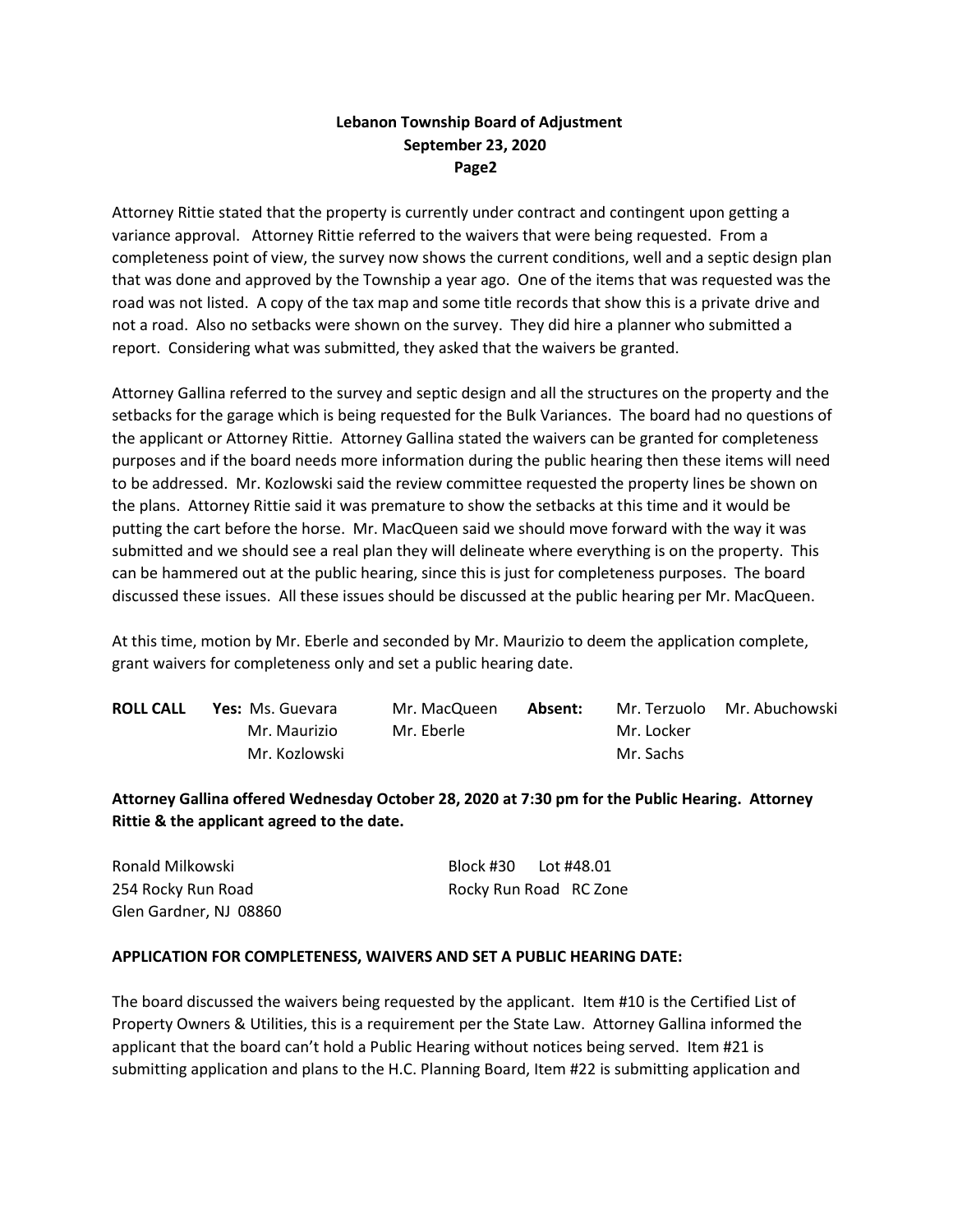Attorney Rittie stated that the property is currently under contract and contingent upon getting a variance approval. Attorney Rittie referred to the waivers that were being requested. From a completeness point of view, the survey now shows the current conditions, well and a septic design plan that was done and approved by the Township a year ago. One of the items that was requested was the road was not listed. A copy of the tax map and some title records that show this is a private drive and not a road. Also no setbacks were shown on the survey. They did hire a planner who submitted a report. Considering what was submitted, they asked that the waivers be granted.

Attorney Gallina referred to the survey and septic design and all the structures on the property and the setbacks for the garage which is being requested for the Bulk Variances. The board had no questions of the applicant or Attorney Rittie. Attorney Gallina stated the waivers can be granted for completeness purposes and if the board needs more information during the public hearing then these items will need to be addressed. Mr. Kozlowski said the review committee requested the property lines be shown on the plans. Attorney Rittie said it was premature to show the setbacks at this time and it would be putting the cart before the horse. Mr. MacQueen said we should move forward with the way it was submitted and we should see a real plan they will delineate where everything is on the property. This can be hammered out at the public hearing, since this is just for completeness purposes. The board discussed these issues. All these issues should be discussed at the public hearing per Mr. MacQueen.

At this time, motion by Mr. Eberle and seconded by Mr. Maurizio to deem the application complete, grant waivers for completeness only and set a public hearing date.

| **ROLL CALL** | **Yes:** Ms. Guevara | Mr. MacQueen | **Absent:** | Mr. Terzuolo | Mr. Abuchowski |
|---|---|---|---|---|---|
| | Mr. Maurizio | Mr. Eberle | | Mr. Locker | |
| | Mr. Kozlowski | | | Mr. Sachs | |

**Attorney Gallina offered Wednesday October 28, 2020 at 7:30 pm for the Public Hearing. Attorney Rittie & the applicant agreed to the date.**

Ronald Milkowski  
254 Rocky Run Road  
Glen Gardner, NJ 08860

Block #30 Lot #48.01  
Rocky Run Road RC Zone

**APPLICATION FOR COMPLETENESS, WAIVERS AND SET A PUBLIC HEARING DATE:**

The board discussed the waivers being requested by the applicant. Item #10 is the Certified List of Property Owners & Utilities, this is a requirement per the State Law. Attorney Gallina informed the applicant that the board can't hold a Public Hearing without notices being served. Item #21 is submitting application and plans to the H.C. Planning Board, Item #22 is submitting application and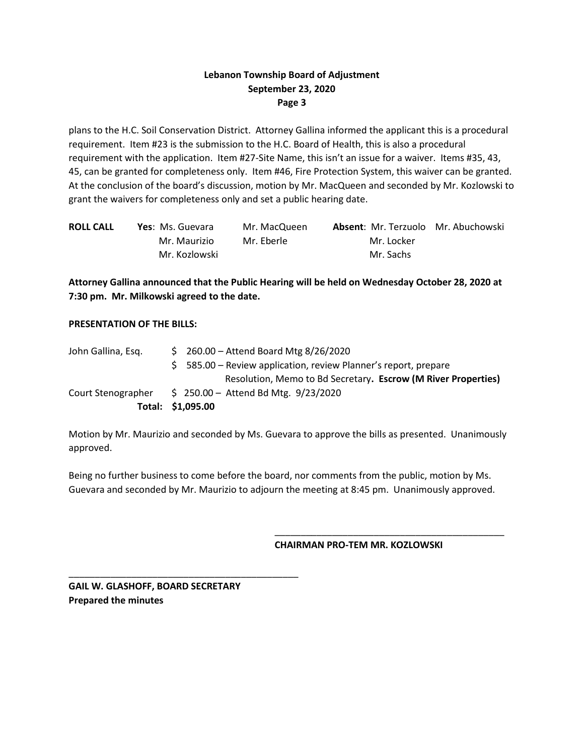plans to the H.C. Soil Conservation District. Attorney Gallina informed the applicant this is a procedural requirement. Item #23 is the submission to the H.C. Board of Health, this is also a procedural requirement with the application. Item #27-Site Name, this isn't an issue for a waiver. Items #35, 43, 45, can be granted for completeness only. Item #46, Fire Protection System, this waiver can be granted. At the conclusion of the board's discussion, motion by Mr. MacQueen and seconded by Mr. Kozlowski to grant the waivers for completeness only and set a public hearing date.

| | | | | |
|---|---|---|---|---|
| **ROLL CALL** | **Yes**: Ms. Guevara | Mr. MacQueen | **Absent**: Mr. Terzuolo | Mr. Abuchowski |
| | Mr. Maurizio | Mr. Eberle | Mr. Locker | |
| | Mr. Kozlowski | | Mr. Sachs | |

**Attorney Gallina announced that the Public Hearing will be held on Wednesday October 28, 2020 at 7:30 pm. Mr. Milkowski agreed to the date.**

**PRESENTATION OF THE BILLS:**

| | | |
|---|---|---|
| John Gallina, Esq. | $ 260.00 | – Attend Board Mtg 8/26/2020 |
| | $ 585.00 | – Review application, review Planner's report, prepare Resolution, Memo to Bd Secretary. **Escrow (M River Properties)** |
| Court Stenographer | $ 250.00 | – Attend Bd Mtg. 9/23/2020 |
| **Total:** | **$1,095.00** | |

Motion by Mr. Maurizio and seconded by Ms. Guevara to approve the bills as presented. Unanimously approved.

Being no further business to come before the board, nor comments from the public, motion by Ms. Guevara and seconded by Mr. Maurizio to adjourn the meeting at 8:45 pm. Unanimously approved.

\_\_\_\_\_\_\_\_\_\_\_\_\_\_\_\_\_\_\_\_\_\_\_\_\_\_\_\_\_\_\_\_\_\_\_\_\_\_\_\_\_\_\_\_

**CHAIRMAN PRO-TEM MR. KOZLOWSKI**

\_\_\_\_\_\_\_\_\_\_\_\_\_\_\_\_\_\_\_\_\_\_\_\_\_\_\_\_\_\_\_\_\_\_\_\_\_\_\_\_\_\_\_\_

**GAIL W. GLASHOFF, BOARD SECRETARY**
**Prepared the minutes**